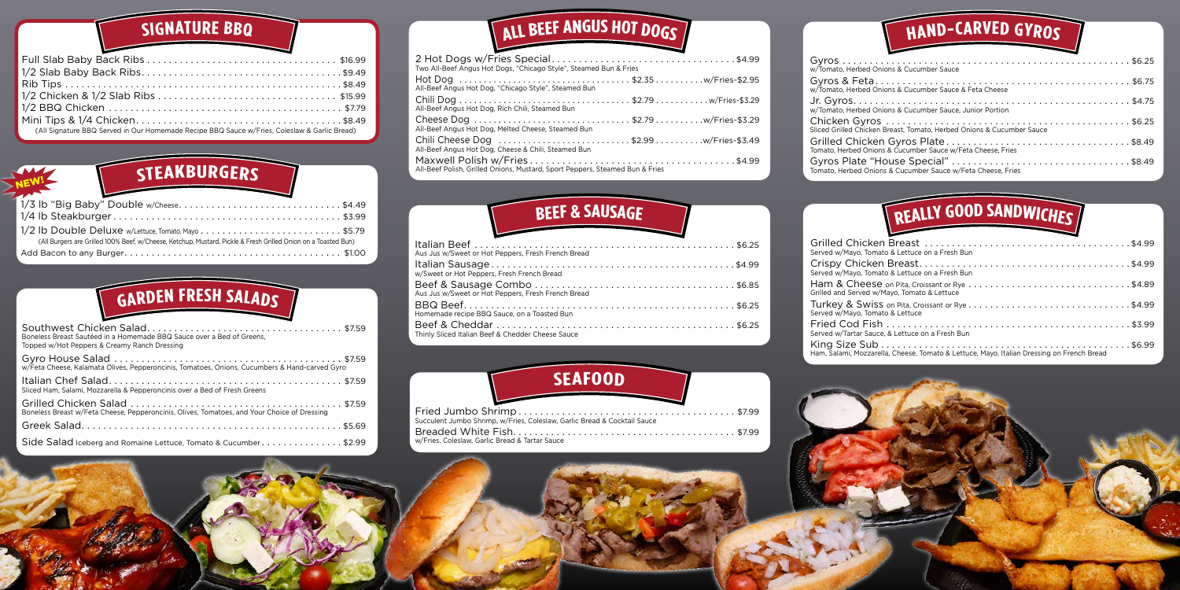## SIGNATURE BBQ

- Full Slab Baby Back Ribs ... $16.99
- 1/2 Slab Baby Back Ribs ... $9.49
- Rib Tips ... $8.49
- 1/2 Chicken & 1/2 Slab Ribs ... $15.99
- 1/2 BBQ Chicken ... $7.79
- Mini Tips & 1/4 Chicken ... $8.49

(All Signature BBQ Served in Our Homemade Recipe BBQ Sauce w/Fries, Coleslaw & Garlic Bread)

NEW!

## STEAKBURGERS

- 1/3 lb "Big Baby" Double w/Cheese ... $4.49
- 1/4 lb Steakburger ... $3.99
- 1/2 lb Double Deluxe w/Lettuce, Tomato, Mayo ... $5.79

(All Burgers are Grilled 100% Beef, w/Cheese, Ketchup, Mustard, Pickle & Fresh Grilled Onion on a Toasted Bun)

- Add Bacon to any Burger ... $1.00

## GARDEN FRESH SALADS

- Southwest Chicken Salad ... $7.59
  Boneless Breast Sautéed in a Homemade BBQ Sauce over a Bed of Greens, Topped w/Hot Peppers & Creamy Ranch Dressing
- Gyro House Salad ... $7.59
  w/Feta Cheese, Kalamata Olives, Pepperoncinis, Tomatoes, Onions, Cucumbers & Hand-carved Gyro
- Italian Chef Salad ... $7.59
  Sliced Ham, Salami, Mozzarella & Pepperoncinis over a Bed of Fresh Greens
- Grilled Chicken Salad ... $7.59
  Boneless Breast w/Feta Cheese, Pepperoncinis, Olives, Tomatoes, and Your Choice of Dressing
- Greek Salad ... $5.69
- Side Salad Iceberg and Romaine Lettuce, Tomato & Cucumber ... $2.99

## ALL BEEF ANGUS HOT DOGS

- 2 Hot Dogs w/Fries Special ... $4.99
  Two All-Beef Angus Hot Dogs, "Chicago Style", Steamed Bun & Fries
- Hot Dog ... $2.35 ... w/Fries-$2.95
  All-Beef Angus Hot Dog, "Chicago Style", Steamed Bun
- Chili Dog ... $2.79 ... w/Fries-$3.29
  All-Beef Angus Hot Dog, Rich Chili, Steamed Bun
- Cheese Dog ... $2.79 ... w/Fries-$3.29
  All-Beef Angus Hot Dog, Melted Cheese, Steamed Bun
- Chili Cheese Dog ... $2.99 ... w/Fries-$3.49
  All-Beef Angus Hot Dog, Cheese & Chili, Steamed Bun
- Maxwell Polish w/Fries ... $4.99
  All-Beef Polish, Grilled Onions, Mustard, Sport Peppers, Steamed Bun & Fries

## BEEF & SAUSAGE

- Italian Beef ... $6.25
  Aus Jus w/Sweet or Hot Peppers, Fresh French Bread
- Italian Sausage ... $4.99
  w/Sweet or Hot Peppers, Fresh French Bread
- Beef & Sausage Combo ... $6.85
  Aus Jus w/Sweet or Hot Peppers, Fresh French Bread
- BBQ Beef ... $6.25
  Homemade recipe BBQ Sauce, on a Toasted Bun
- Beef & Cheddar ... $6.25
  Thinly Sliced Italian Beef & Chedder Cheese Sauce

## SEAFOOD

- Fried Jumbo Shrimp ... $7.99
  Succulent Jumbo Shrimp, w/Fries, Coleslaw, Garlic Bread & Cocktail Sauce
- Breaded White Fish ... $7.99
  w/Fries, Coleslaw, Garlic Bread & Tartar Sauce

## HAND-CARVED GYROS

- Gyros ... $6.25
  w/Tomato, Herbed Onions & Cucumber Sauce
- Gyros & Feta ... $6.75
  w/Tomato, Herbed Onions & Cucumber Sauce & Feta Cheese
- Jr. Gyros ... $4.75
  w/Tomato, Herbed Onions & Cucumber Sauce, Junior Portion
- Chicken Gyros ... $6.25
  Sliced Grilled Chicken Breast, Tomato, Herbed Onions & Cucumber Sauce
- Grilled Chicken Gyros Plate ... $8.49
  Tomato, Herbed Onions & Cucumber Sauce w/Feta Cheese, Fries
- Gyros Plate "House Special" ... $8.49
  Tomato, Herbed Onions & Cucumber Sauce w/Feta Cheese, Fries

## REALLY GOOD SANDWICHES

- Grilled Chicken Breast ... $4.99
  Served w/Mayo, Tomato & Lettuce on a Fresh Bun
- Crispy Chicken Breast ... $4.99
  Served w/Mayo, Tomato & Lettuce on a Fresh Bun
- Ham & Cheese on Pita, Croissant or Rye ... $4.89
  Grilled and Served w/Mayo, Tomato & Lettuce
- Turkey & Swiss on Pita, Croissant or Rye ... $4.99
  Served w/Mayo, Tomato & Lettuce
- Fried Cod Fish ... $3.99
  Served w/Tartar Sauce, & Lettuce on a Fresh Bun
- King Size Sub ... $6.99
  Ham, Salami, Mozzarella, Cheese, Tomato & Lettuce, Mayo, Italian Dressing on French Bread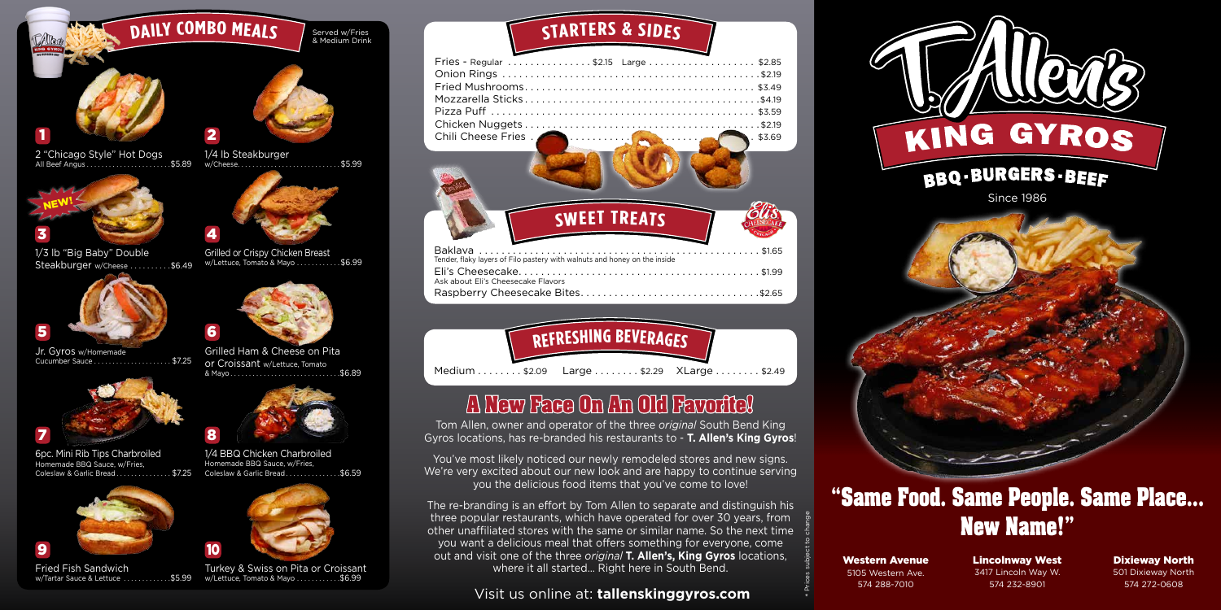## DAILY COMBO MEALS

Served w/Fries & Medium Drink

**1** 2 "Chicago Style" Hot Dogs
All Beef Angus ........ $5.89

**2** 1/4 lb Steakburger
w/Cheese ........ $5.99

NEW!

**3** 1/3 lb "Big Baby" Double Steakburger w/Cheese ........ $6.49

**4** Grilled or Crispy Chicken Breast
w/Lettuce, Tomato & Mayo ........ $6.99

**5** Jr. Gyros w/Homemade Cucumber Sauce ........ $7.25

**6** Grilled Ham & Cheese on Pita or Croissant w/Lettuce, Tomato & Mayo ........ $6.89

**7** 6pc. Mini Rib Tips Charbroiled
Homemade BBQ Sauce, w/Fries, Coleslaw & Garlic Bread ........ $7.25

**8** 1/4 BBQ Chicken Charbroiled
Homemade BBQ Sauce, w/Fries, Coleslaw & Garlic Bread ........ $6.59

**9** Fried Fish Sandwich
w/Tartar Sauce & Lettuce ........ $5.99

**10** Turkey & Swiss on Pita or Croissant
w/Lettuce, Tomato & Mayo ........ $6.99

## STARTERS & SIDES

Fries - Regular ........ $2.15 Large ........ $2.85
Onion Rings ........ $2.19
Fried Mushrooms ........ $3.49
Mozzarella Sticks ........ $4.19
Pizza Puff ........ $3.59
Chicken Nuggets ........ $2.19
Chili Cheese Fries ........ $3.69

## SWEET TREATS

Baklava ........ $1.65
Tender, flaky layers of Filo pastery with walnuts and honey on the inside
Eli's Cheesecake ........ $1.99
Ask about Eli's Cheesecake Flavors
Raspberry Cheesecake Bites ........ $2.65

## REFRESHING BEVERAGES

Medium ........ $2.09 Large ........ $2.29 XLarge ........ $2.49

## A New Face On An Old Favorite!

Tom Allen, owner and operator of the three *original* South Bend King Gyros locations, has re-branded his restaurants to - **T. Allen's King Gyros**!

You've most likely noticed our newly remodeled stores and new signs. We're very excited about our new look and are happy to continue serving you the delicious food items that you've come to love!

The re-branding is an effort by Tom Allen to separate and distinguish his three popular restaurants, which have operated for over 30 years, from other unaffiliated stores with the same or similar name. So the next time you want a delicious meal that offers something for everyone, come out and visit one of the three *original* **T. Allen's, King Gyros** locations, where it all started... Right here in South Bend.

Visit us online at: **tallenskinggyros.com**

* Prices subject to change

# T. Allen's KING GYROS

BBQ · BURGERS · BEEF

Since 1986

## "Same Food. Same People. Same Place... New Name!"

**Western Avenue**
5105 Western Ave.
574 288-7010

**Lincolnway West**
3417 Lincoln Way W.
574 232-8901

**Dixieway North**
501 Dixieway North
574 272-0608